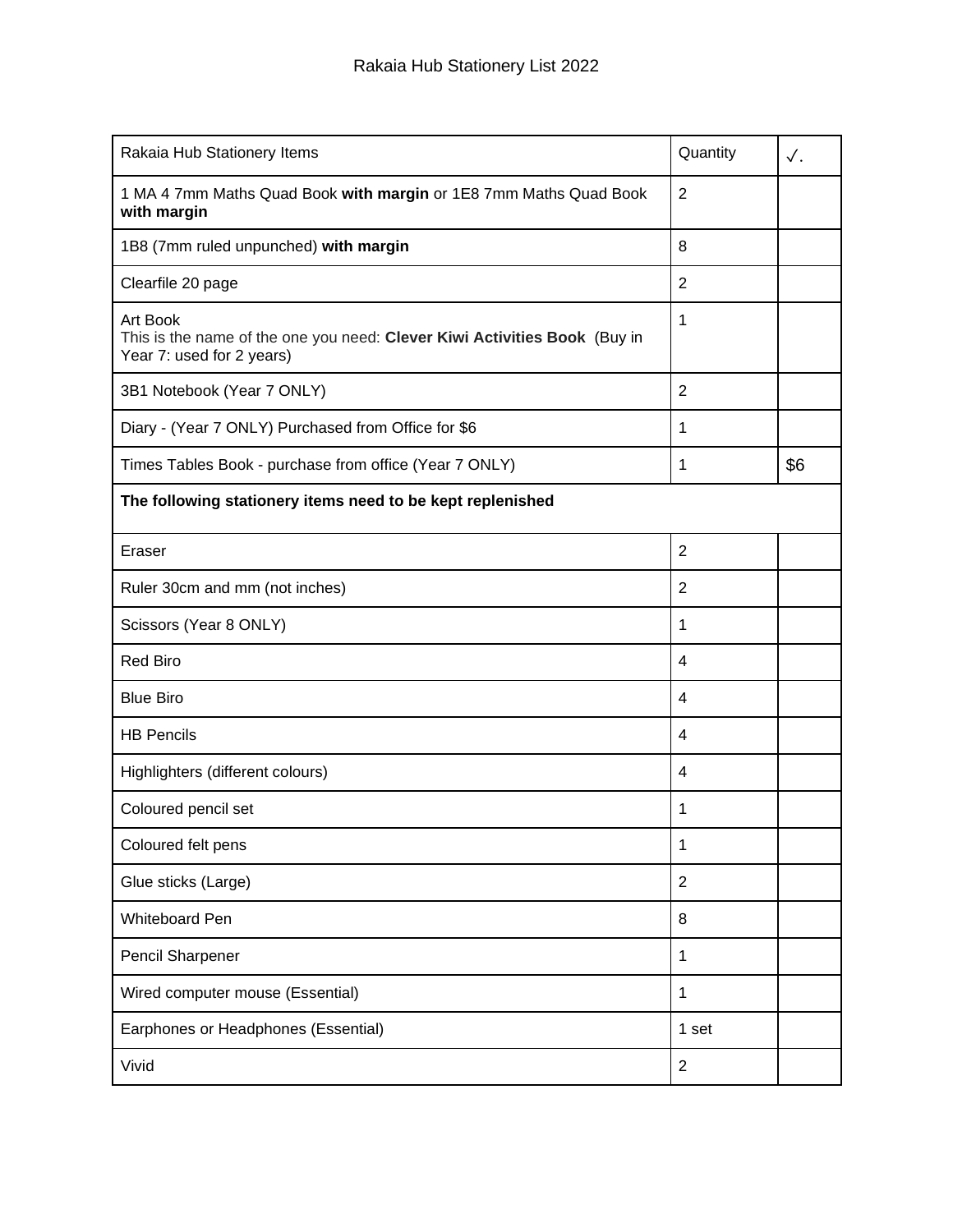Rakaia Hub Stationery List 2022

| Rakaia Hub Stationery Items | Quantity | ✓. |
|---|---|---|
| 1 MA 4 7mm Maths Quad Book **with margin** or 1E8 7mm Maths Quad Book **with margin** | 2 | |
| 1B8 (7mm ruled unpunched) **with margin** | 8 | |
| Clearfile 20 page | 2 | |
| Art Book<br>This is the name of the one you need: **Clever Kiwi Activities Book** (Buy in Year 7: used for 2 years) | 1 | |
| 3B1 Notebook (Year 7 ONLY) | 2 | |
| Diary - (Year 7 ONLY) Purchased from Office for $6 | 1 | |
| Times Tables Book - purchase from office (Year 7 ONLY) | 1 | $6 |
| **The following stationery items need to be kept replenished** | | |
| Eraser | 2 | |
| Ruler 30cm and mm (not inches) | 2 | |
| Scissors (Year 8 ONLY) | 1 | |
| Red Biro | 4 | |
| Blue Biro | 4 | |
| HB Pencils | 4 | |
| Highlighters (different colours) | 4 | |
| Coloured pencil set | 1 | |
| Coloured felt pens | 1 | |
| Glue sticks (Large) | 2 | |
| Whiteboard Pen | 8 | |
| Pencil Sharpener | 1 | |
| Wired computer mouse (Essential) | 1 | |
| Earphones or Headphones (Essential) | 1 set | |
| Vivid | 2 | |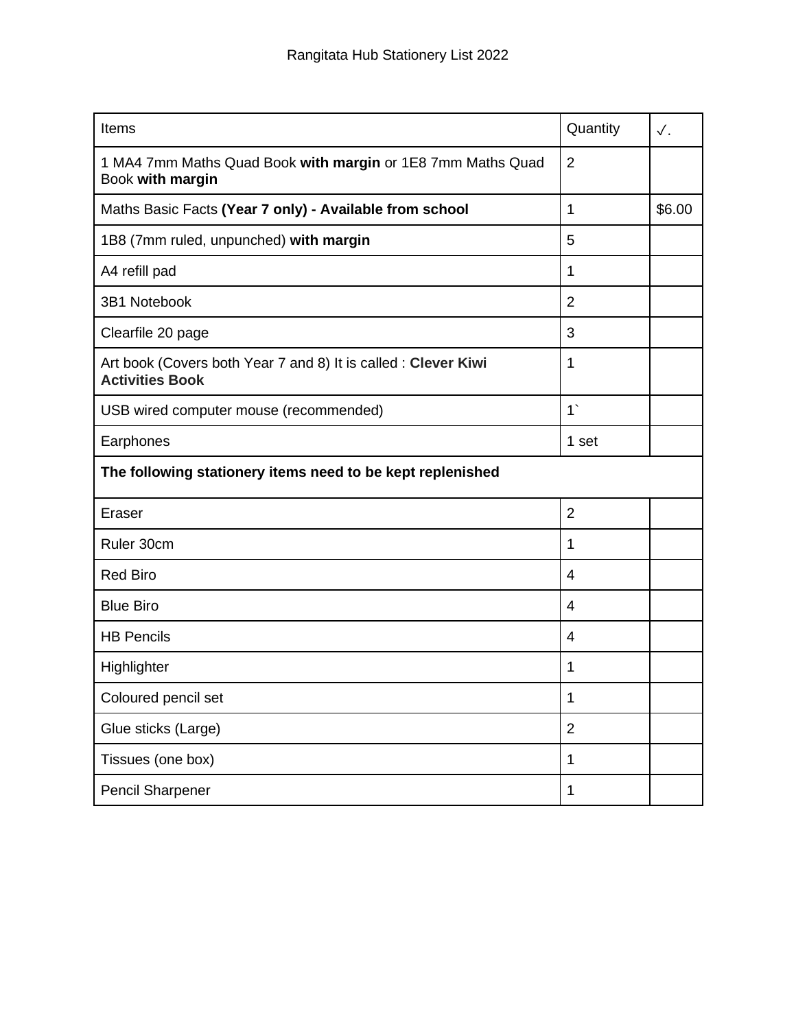Rangitata Hub Stationery List 2022

| Items | Quantity | ✓. |
|---|---|---|
| 1 MA4 7mm Maths Quad Book **with margin** or 1E8 7mm Maths Quad Book **with margin** | 2 | |
| Maths Basic Facts **(Year 7 only) - Available from school** | 1 | $6.00 |
| 1B8 (7mm ruled, unpunched) **with margin** | 5 | |
| A4 refill pad | 1 | |
| 3B1 Notebook | 2 | |
| Clearfile 20 page | 3 | |
| Art book (Covers both Year 7 and 8) It is called : **Clever Kiwi Activities Book** | 1 | |
| USB wired computer mouse (recommended) | 1` | |
| Earphones | 1 set | |
| **The following stationery items need to be kept replenished** | | |
| Eraser | 2 | |
| Ruler 30cm | 1 | |
| Red Biro | 4 | |
| Blue Biro | 4 | |
| HB Pencils | 4 | |
| Highlighter | 1 | |
| Coloured pencil set | 1 | |
| Glue sticks (Large) | 2 | |
| Tissues (one box) | 1 | |
| Pencil Sharpener | 1 | |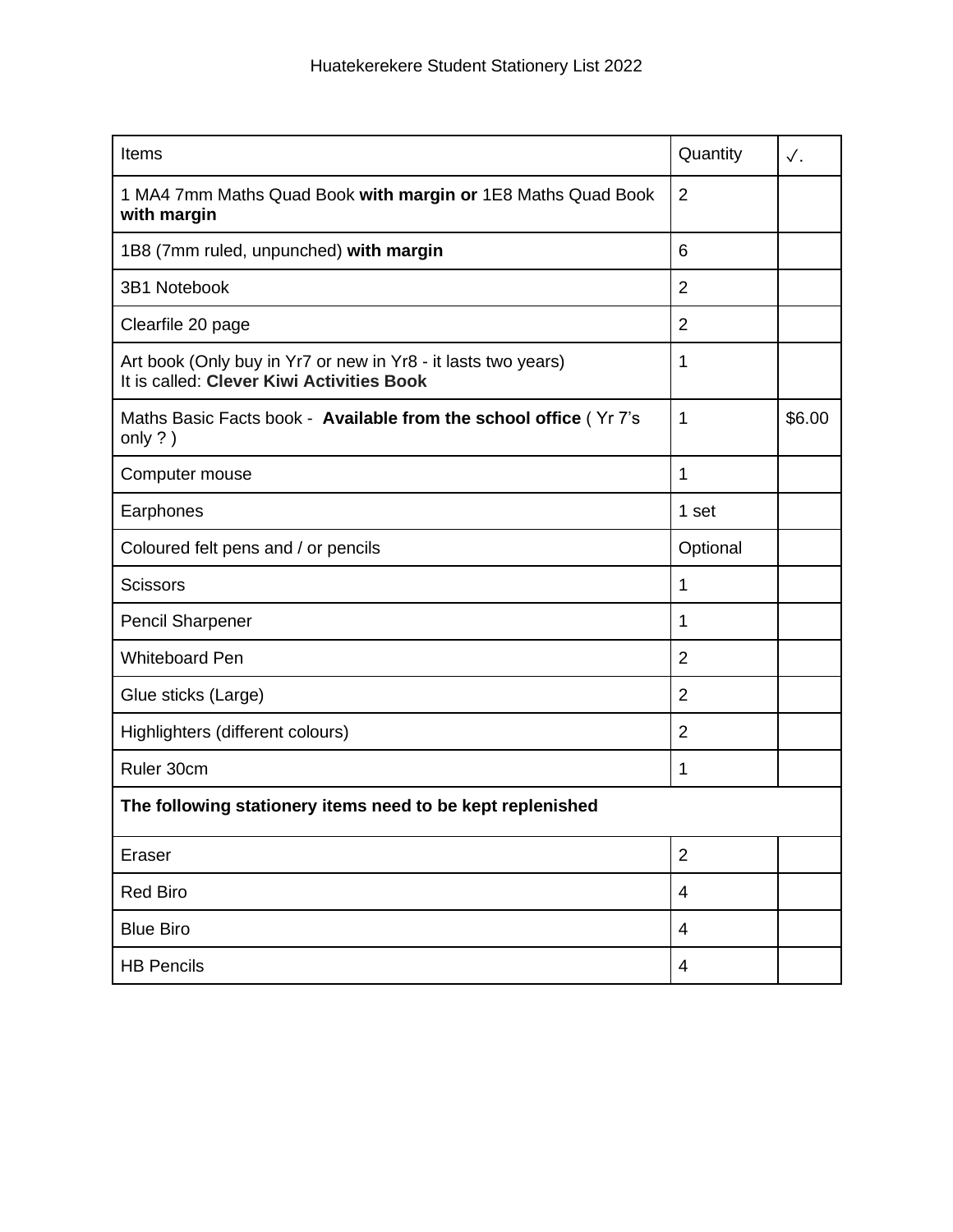Huatekerekere Student Stationery List 2022

| Items | Quantity | ✓. |
| --- | --- | --- |
| 1 MA4 7mm Maths Quad Book **with margin or** 1E8 Maths Quad Book **with margin** | 2 | |
| 1B8 (7mm ruled, unpunched) **with margin** | 6 | |
| 3B1 Notebook | 2 | |
| Clearfile 20 page | 2 | |
| Art book (Only buy in Yr7 or new in Yr8 - it lasts two years) It is called: **Clever Kiwi Activities Book** | 1 | |
| Maths Basic Facts book - **Available from the school office** ( Yr 7's only ? ) | 1 | $6.00 |
| Computer mouse | 1 | |
| Earphones | 1 set | |
| Coloured felt pens and / or pencils | Optional | |
| Scissors | 1 | |
| Pencil Sharpener | 1 | |
| Whiteboard Pen | 2 | |
| Glue sticks (Large) | 2 | |
| Highlighters (different colours) | 2 | |
| Ruler 30cm | 1 | |
| **The following stationery items need to be kept replenished** | | |
| Eraser | 2 | |
| Red Biro | 4 | |
| Blue Biro | 4 | |
| HB Pencils | 4 | |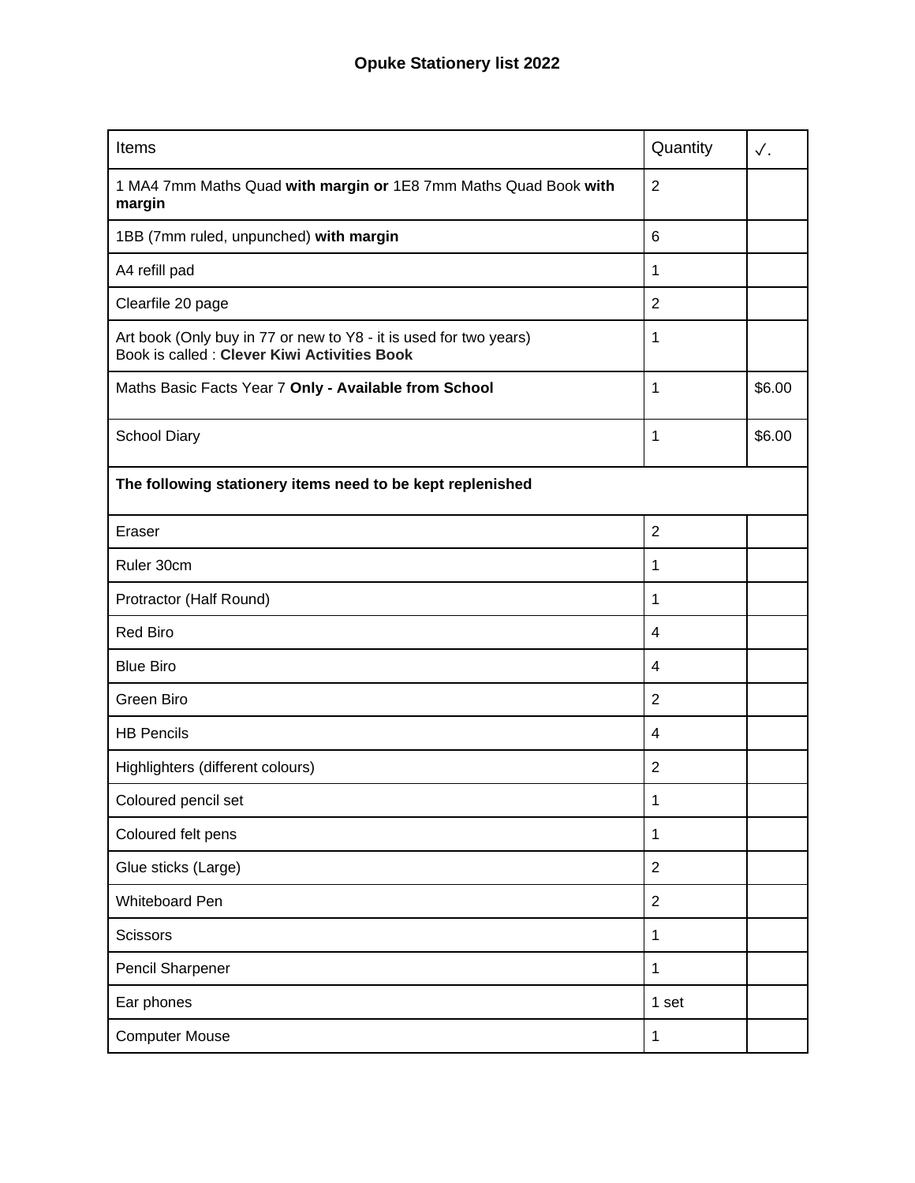# Opuke Stationery list 2022

| Items | Quantity | ✓. |
| --- | --- | --- |
| 1 MA4 7mm Maths Quad **with margin or** 1E8 7mm Maths Quad Book **with margin** | 2 | |
| 1BB (7mm ruled, unpunched) **with margin** | 6 | |
| A4 refill pad | 1 | |
| Clearfile 20 page | 2 | |
| Art book (Only buy in 77 or new to Y8 - it is used for two years)<br>Book is called : **Clever Kiwi Activities Book** | 1 | |
| Maths Basic Facts Year 7 **Only - Available from School** | 1 | $6.00 |
| School Diary | 1 | $6.00 |
| **The following stationery items need to be kept replenished** | | |
| Eraser | 2 | |
| Ruler 30cm | 1 | |
| Protractor (Half Round) | 1 | |
| Red Biro | 4 | |
| Blue Biro | 4 | |
| Green Biro | 2 | |
| HB Pencils | 4 | |
| Highlighters (different colours) | 2 | |
| Coloured pencil set | 1 | |
| Coloured felt pens | 1 | |
| Glue sticks (Large) | 2 | |
| Whiteboard Pen | 2 | |
| Scissors | 1 | |
| Pencil Sharpener | 1 | |
| Ear phones | 1 set | |
| Computer Mouse | 1 | |